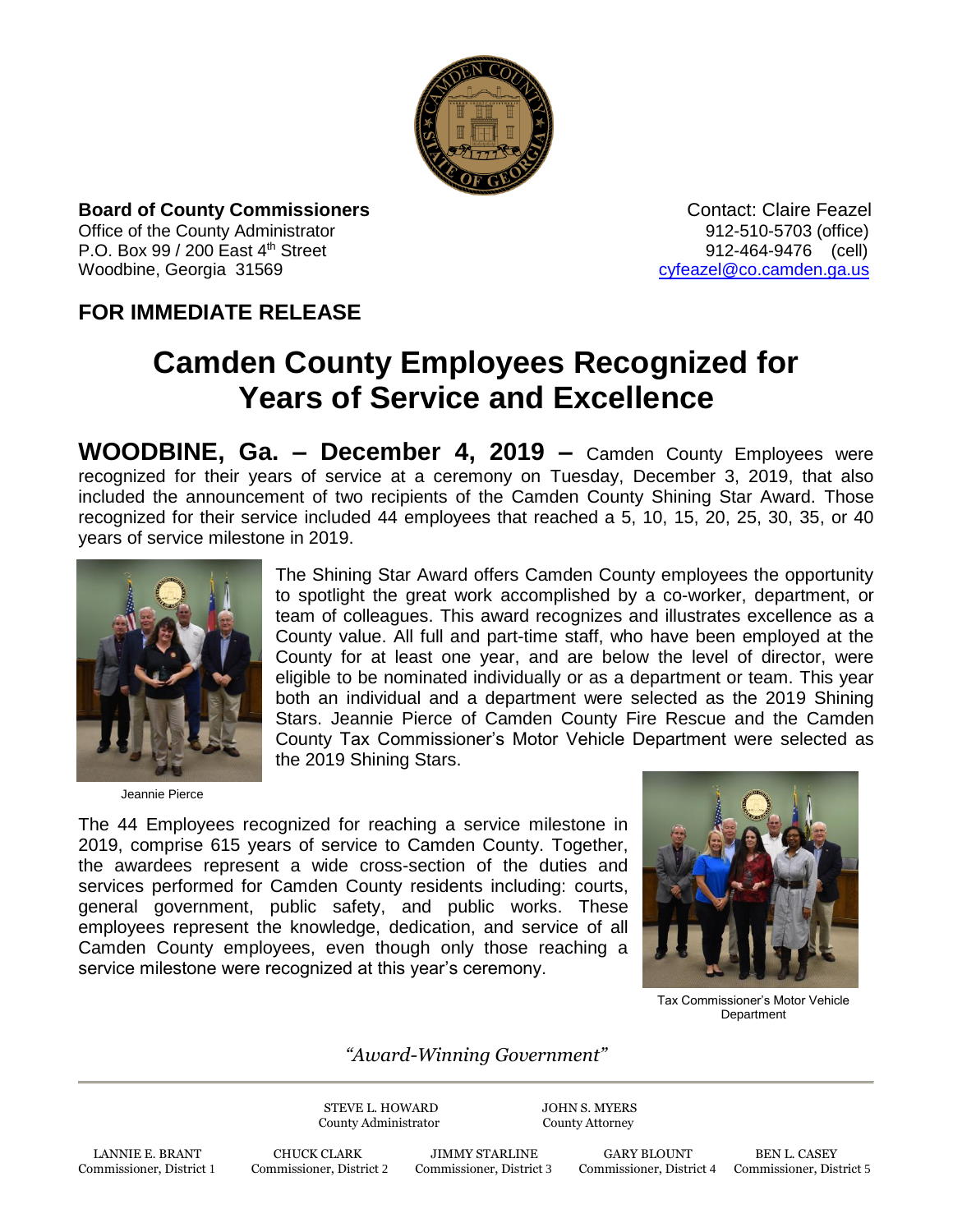**Board of County Commissioners**
Office of the County Administrator
P.O. Box 99 / 200 East 4th Street
Woodbine, Georgia 31569

Contact: Claire Feazel
912-510-5703 (office)
912-464-9476 (cell)
cyfeazel@co.camden.ga.us

**FOR IMMEDIATE RELEASE**

# Camden County Employees Recognized for Years of Service and Excellence

**WOODBINE, Ga. – December 4, 2019 –** Camden County Employees were recognized for their years of service at a ceremony on Tuesday, December 3, 2019, that also included the announcement of two recipients of the Camden County Shining Star Award. Those recognized for their service included 44 employees that reached a 5, 10, 15, 20, 25, 30, 35, or 40 years of service milestone in 2019.

The Shining Star Award offers Camden County employees the opportunity to spotlight the great work accomplished by a co-worker, department, or team of colleagues. This award recognizes and illustrates excellence as a County value. All full and part-time staff, who have been employed at the County for at least one year, and are below the level of director, were eligible to be nominated individually or as a department or team. This year both an individual and a department were selected as the 2019 Shining Stars. Jeannie Pierce of Camden County Fire Rescue and the Camden County Tax Commissioner's Motor Vehicle Department were selected as the 2019 Shining Stars.

Jeannie Pierce

The 44 Employees recognized for reaching a service milestone in 2019, comprise 615 years of service to Camden County. Together, the awardees represent a wide cross-section of the duties and services performed for Camden County residents including: courts, general government, public safety, and public works. These employees represent the knowledge, dedication, and service of all Camden County employees, even though only those reaching a service milestone were recognized at this year's ceremony.

Tax Commissioner's Motor Vehicle Department

*"Award-Winning Government"*

STEVE L. HOWARD, County Administrator
JOHN S. MYERS, County Attorney

LANNIE E. BRANT, Commissioner, District 1
CHUCK CLARK, Commissioner, District 2
JIMMY STARLINE, Commissioner, District 3
GARY BLOUNT, Commissioner, District 4
BEN L. CASEY, Commissioner, District 5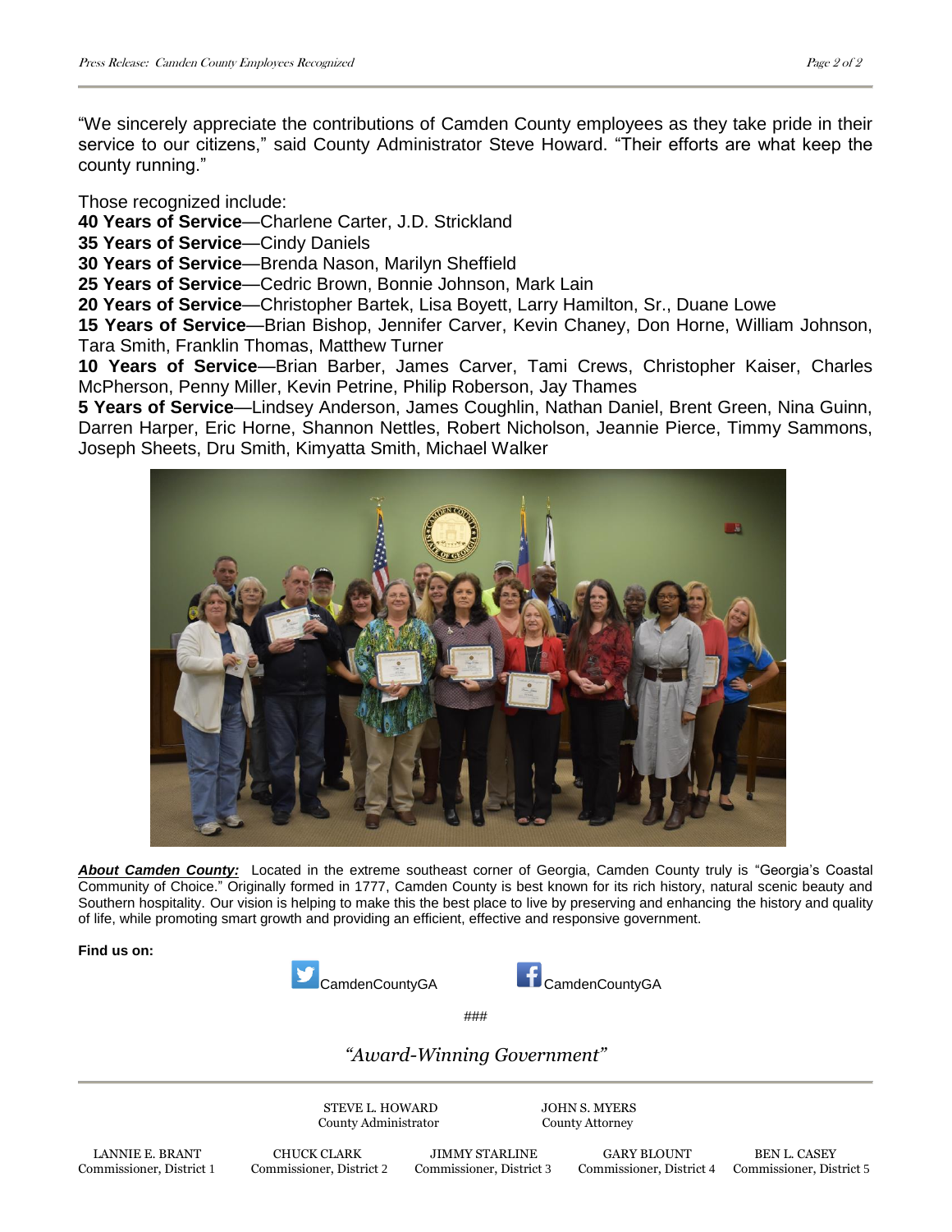"We sincerely appreciate the contributions of Camden County employees as they take pride in their service to our citizens," said County Administrator Steve Howard. "Their efforts are what keep the county running."

Those recognized include:
**40 Years of Service**—Charlene Carter, J.D. Strickland
**35 Years of Service**—Cindy Daniels
**30 Years of Service**—Brenda Nason, Marilyn Sheffield
**25 Years of Service**—Cedric Brown, Bonnie Johnson, Mark Lain
**20 Years of Service**—Christopher Bartek, Lisa Boyett, Larry Hamilton, Sr., Duane Lowe
**15 Years of Service**—Brian Bishop, Jennifer Carver, Kevin Chaney, Don Horne, William Johnson, Tara Smith, Franklin Thomas, Matthew Turner
**10 Years of Service**—Brian Barber, James Carver, Tami Crews, Christopher Kaiser, Charles McPherson, Penny Miller, Kevin Petrine, Philip Roberson, Jay Thames
**5 Years of Service**—Lindsey Anderson, James Coughlin, Nathan Daniel, Brent Green, Nina Guinn, Darren Harper, Eric Horne, Shannon Nettles, Robert Nicholson, Jeannie Pierce, Timmy Sammons, Joseph Sheets, Dru Smith, Kimyatta Smith, Michael Walker

***About Camden County:*** Located in the extreme southeast corner of Georgia, Camden County truly is "Georgia's Coastal Community of Choice." Originally formed in 1777, Camden County is best known for its rich history, natural scenic beauty and Southern hospitality. Our vision is helping to make this the best place to live by preserving and enhancing the history and quality of life, while promoting smart growth and providing an efficient, effective and responsive government.

**Find us on:**

CamdenCountyGA CamdenCountyGA

###

*"Award-Winning Government"*

STEVE L. HOWARD
County Administrator

JOHN S. MYERS
County Attorney

LANNIE E. BRANT
Commissioner, District 1

CHUCK CLARK
Commissioner, District 2

JIMMY STARLINE
Commissioner, District 3

GARY BLOUNT
Commissioner, District 4

BEN L. CASEY
Commissioner, District 5